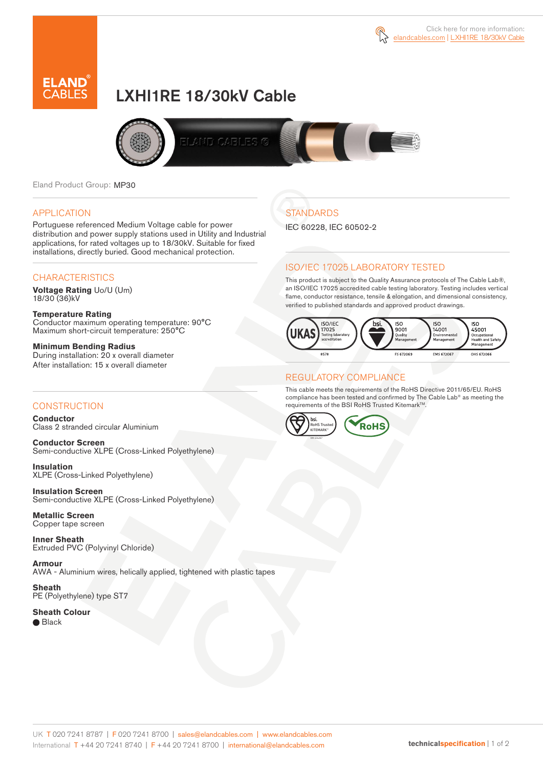Click here for more information: elandcables.com | LXHI1RE 18/30kV Cable

# LXHI1RE 18/30kV Cable

Eland Product Group: MP30

## APPLICATION

Portuguese referenced Medium Voltage cable for power distribution and power supply stations used in Utility and Industrial applications, for rated voltages up to 18/30kV. Suitable for fixed installations, directly buried. Good mechanical protection.

## CHARACTERISTICS

**Voltage Rating** Uo/U (Um)
18/30 (36)kV

**Temperature Rating**
Conductor maximum operating temperature: 90°C
Maximum short-circuit temperature: 250°C

**Minimum Bending Radius**
During installation: 20 x overall diameter
After installation: 15 x overall diameter

## CONSTRUCTION

**Conductor**
Class 2 stranded circular Aluminium

**Conductor Screen**
Semi-conductive XLPE (Cross-Linked Polyethylene)

**Insulation**
XLPE (Cross-Linked Polyethylene)

**Insulation Screen**
Semi-conductive XLPE (Cross-Linked Polyethylene)

**Metallic Screen**
Copper tape screen

**Inner Sheath**
Extruded PVC (Polyvinyl Chloride)

**Armour**
AWA - Aluminium wires, helically applied, tightened with plastic tapes

**Sheath**
PE (Polyethylene) type ST7

**Sheath Colour**
● Black

## STANDARDS

IEC 60228, IEC 60502-2

## ISO/IEC 17025 LABORATORY TESTED

This product is subject to the Quality Assurance protocols of The Cable Lab®, an ISO/IEC 17025 accredited cable testing laboratory. Testing includes vertical flame, conductor resistance, tensile & elongation, and dimensional consistency, verified to published standards and approved product drawings.

UKAS ISO/IEC 17025 Testing laboratory accreditation 8578 | bsi. ISO 9001 Quality Management FS 672069 | ISO 14001 Environmental Management EMS 672067 | ISO 45001 Occupational Health and Safety Management OHS 672066

## REGULATORY COMPLIANCE

This cable meets the requirements of the RoHS Directive 2011/65/EU. RoHS compliance has been tested and confirmed by The Cable Lab® as meeting the requirements of the BSI RoHS Trusted Kitemark™.

bsi. RoHS Trusted KITEMARK™ | RoHS

UK T 020 7241 8787 | F 020 7241 8700 | sales@elandcables.com | www.elandcables.com
International T +44 20 7241 8740 | F +44 20 7241 8700 | international@elandcables.com

technicalspecification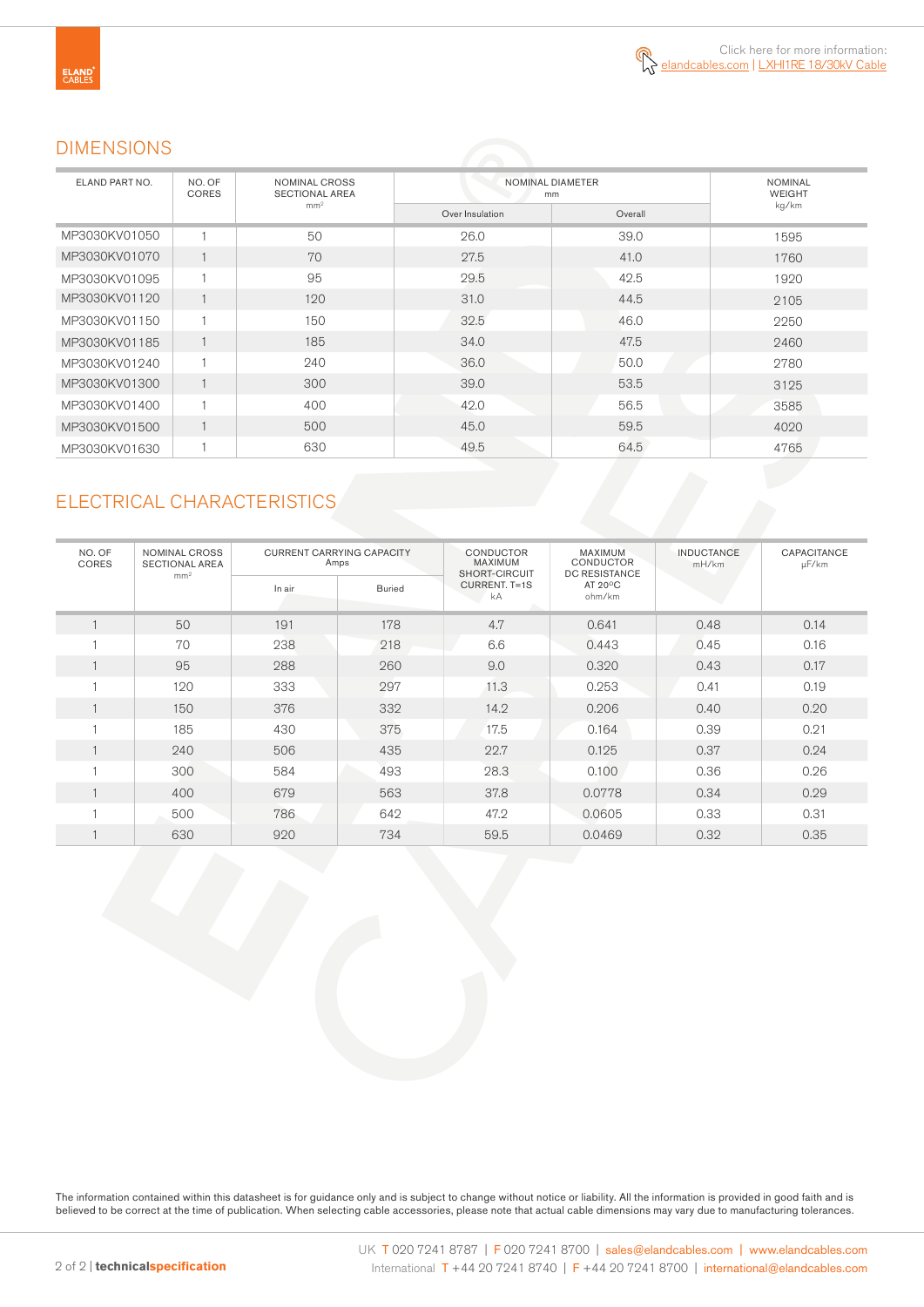Click here for more information: elandcables.com | LXHI1RE 18/30kV Cable

## DIMENSIONS

| ELAND PART NO. | NO. OF CORES | NOMINAL CROSS SECTIONAL AREA mm² | NOMINAL DIAMETER mm | | NOMINAL WEIGHT kg/km |
|---|---|---|---|---|---|
| | | | Over Insulation | Overall | |
| MP3030KV01050 | 1 | 50 | 26.0 | 39.0 | 1595 |
| MP3030KV01070 | 1 | 70 | 27.5 | 41.0 | 1760 |
| MP3030KV01095 | 1 | 95 | 29.5 | 42.5 | 1920 |
| MP3030KV01120 | 1 | 120 | 31.0 | 44.5 | 2105 |
| MP3030KV01150 | 1 | 150 | 32.5 | 46.0 | 2250 |
| MP3030KV01185 | 1 | 185 | 34.0 | 47.5 | 2460 |
| MP3030KV01240 | 1 | 240 | 36.0 | 50.0 | 2780 |
| MP3030KV01300 | 1 | 300 | 39.0 | 53.5 | 3125 |
| MP3030KV01400 | 1 | 400 | 42.0 | 56.5 | 3585 |
| MP3030KV01500 | 1 | 500 | 45.0 | 59.5 | 4020 |
| MP3030KV01630 | 1 | 630 | 49.5 | 64.5 | 4765 |

## ELECTRICAL CHARACTERISTICS

| NO. OF CORES | NOMINAL CROSS SECTIONAL AREA mm² | CURRENT CARRYING CAPACITY Amps | | CONDUCTOR MAXIMUM SHORT-CIRCUIT CURRENT. T=1S kA | MAXIMUM CONDUCTOR DC RESISTANCE AT 20ºC ohm/km | INDUCTANCE mH/km | CAPACITANCE µF/km |
|---|---|---|---|---|---|---|---|
| | | In air | Buried | | | | |
| 1 | 50 | 191 | 178 | 4.7 | 0.641 | 0.48 | 0.14 |
| 1 | 70 | 238 | 218 | 6.6 | 0.443 | 0.45 | 0.16 |
| 1 | 95 | 288 | 260 | 9.0 | 0.320 | 0.43 | 0.17 |
| 1 | 120 | 333 | 297 | 11.3 | 0.253 | 0.41 | 0.19 |
| 1 | 150 | 376 | 332 | 14.2 | 0.206 | 0.40 | 0.20 |
| 1 | 185 | 430 | 375 | 17.5 | 0.164 | 0.39 | 0.21 |
| 1 | 240 | 506 | 435 | 22.7 | 0.125 | 0.37 | 0.24 |
| 1 | 300 | 584 | 493 | 28.3 | 0.100 | 0.36 | 0.26 |
| 1 | 400 | 679 | 563 | 37.8 | 0.0778 | 0.34 | 0.29 |
| 1 | 500 | 786 | 642 | 47.2 | 0.0605 | 0.33 | 0.31 |
| 1 | 630 | 920 | 734 | 59.5 | 0.0469 | 0.32 | 0.35 |

The information contained within this datasheet is for guidance only and is subject to change without notice or liability. All the information is provided in good faith and is believed to be correct at the time of publication. When selecting cable accessories, please note that actual cable dimensions may vary due to manufacturing tolerances.

UK T 020 7241 8787 | F 020 7241 8700 | sales@elandcables.com | www.elandcables.com
International T +44 20 7241 8740 | F +44 20 7241 8700 | international@elandcables.com